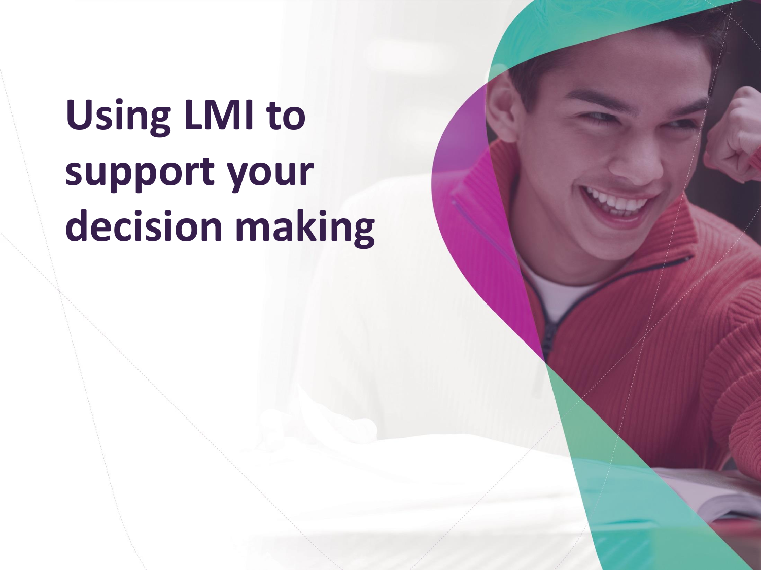# Using LMI to support your decision making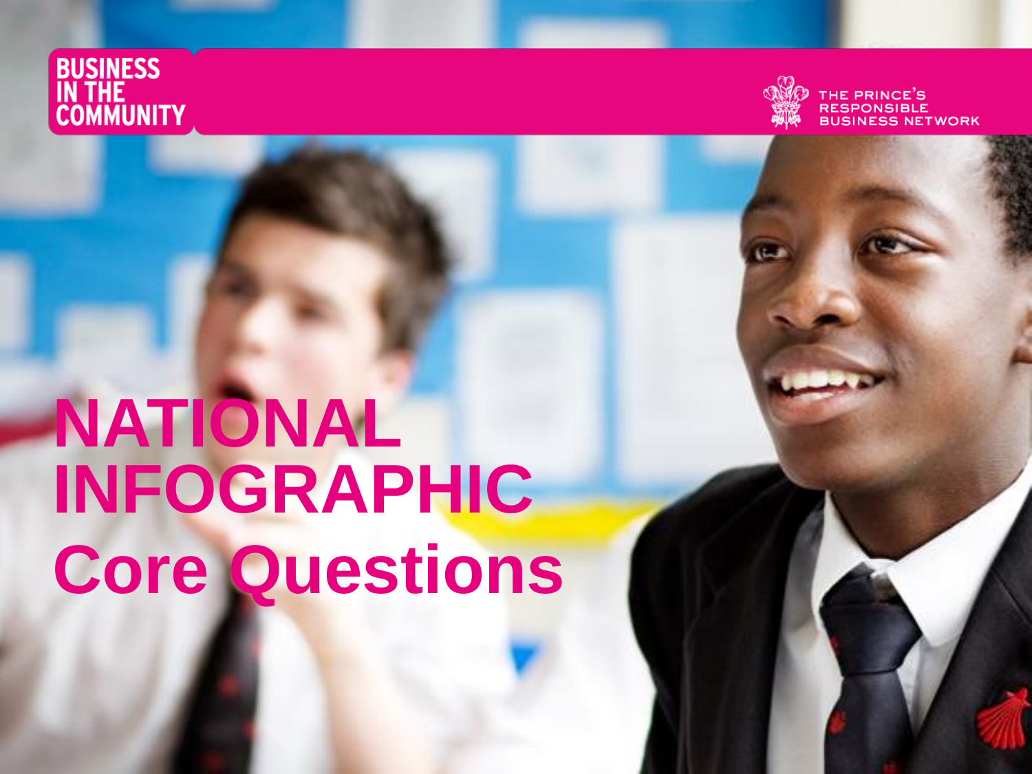BUSINESS IN THE COMMUNITY

THE PRINCE'S RESPONSIBLE BUSINESS NETWORK

# NATIONAL INFOGRAPHIC

## Core Questions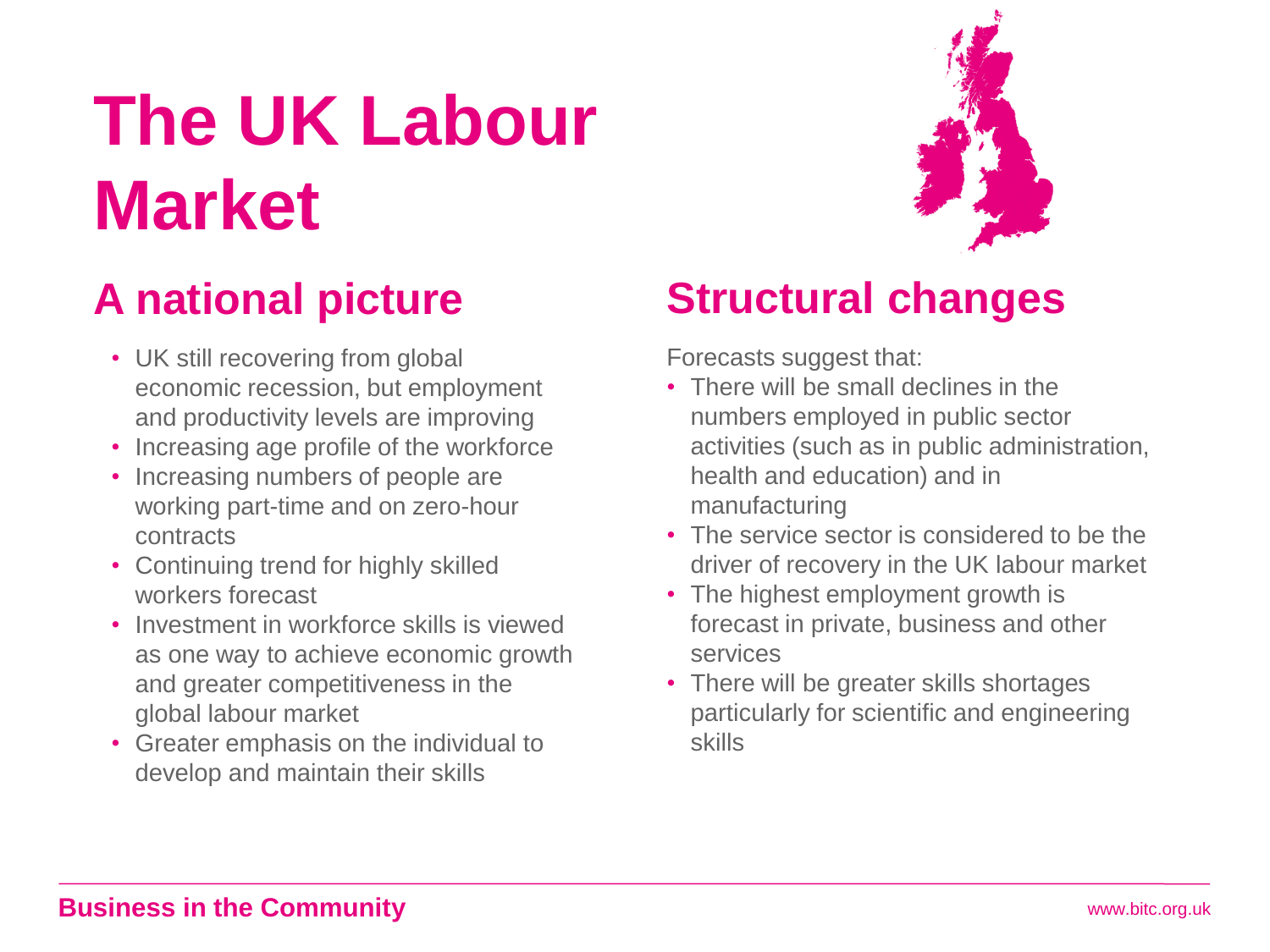# The UK Labour Market

## A national picture

- UK still recovering from global economic recession, but employment and productivity levels are improving
- Increasing age profile of the workforce
- Increasing numbers of people are working part-time and on zero-hour contracts
- Continuing trend for highly skilled workers forecast
- Investment in workforce skills is viewed as one way to achieve economic growth and greater competitiveness in the global labour market
- Greater emphasis on the individual to develop and maintain their skills

## Structural changes

Forecasts suggest that:

- There will be small declines in the numbers employed in public sector activities (such as in public administration, health and education) and in manufacturing
- The service sector is considered to be the driver of recovery in the UK labour market
- The highest employment growth is forecast in private, business and other services
- There will be greater skills shortages particularly for scientific and engineering skills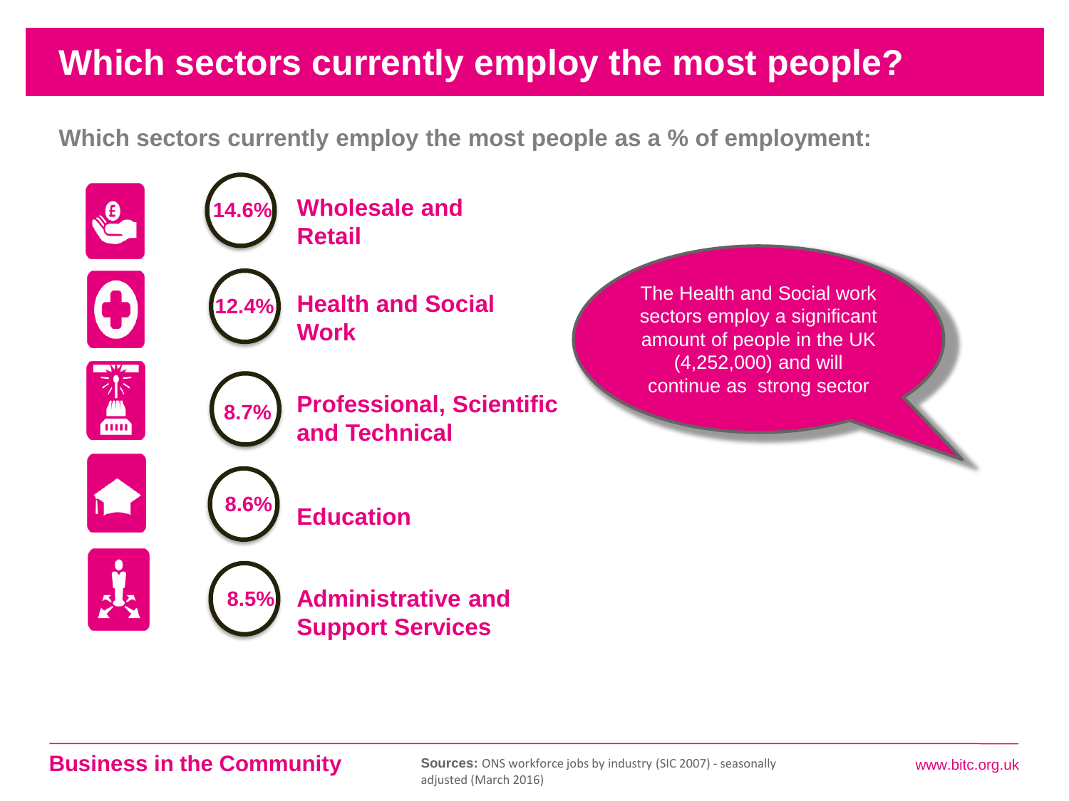# Which sectors currently employ the most people?

**Which sectors currently employ the most people as a % of employment:**

- **14.6%** Wholesale and Retail
- **12.4%** Health and Social Work
- **8.7%** Professional, Scientific and Technical
- **8.6%** Education
- **8.5%** Administrative and Support Services

The Health and Social work sectors employ a significant amount of people in the UK (4,252,000) and will continue as strong sector

**Business in the Community**

**Sources:** ONS workforce jobs by industry (SIC 2007) - seasonally adjusted (March 2016)

www.bitc.org.uk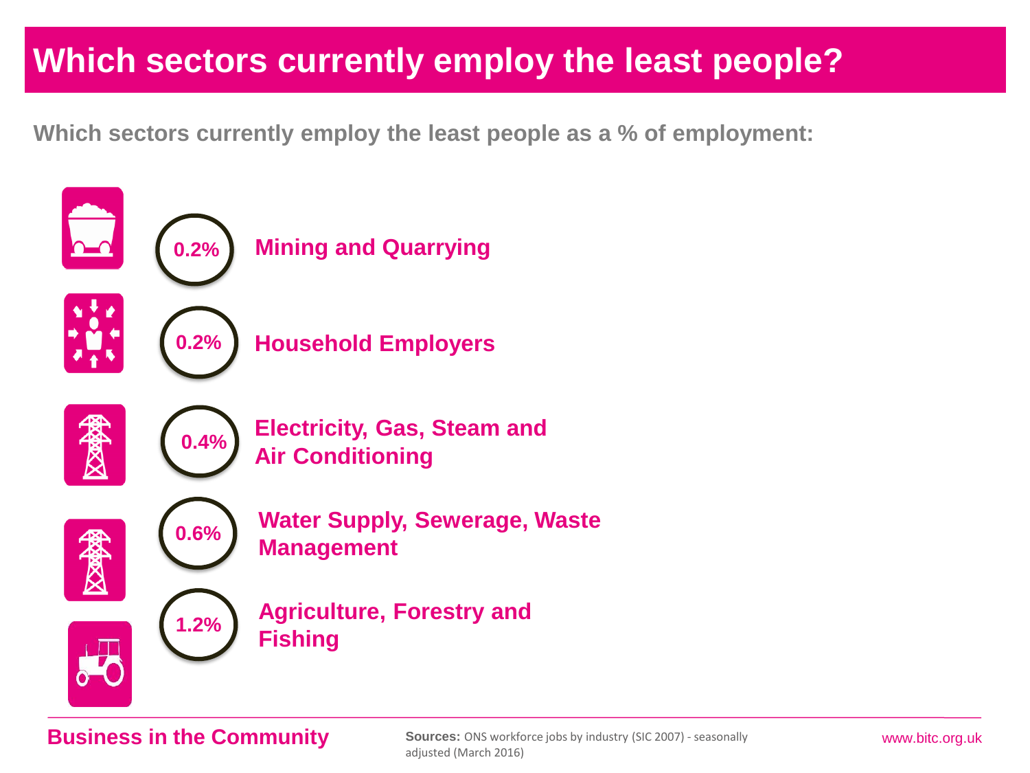# Which sectors currently employ the least people?

**Which sectors currently employ the least people as a % of employment:**

- **0.2%** Mining and Quarrying
- **0.2%** Household Employers
- **0.4%** Electricity, Gas, Steam and Air Conditioning
- **0.6%** Water Supply, Sewerage, Waste Management
- **1.2%** Agriculture, Forestry and Fishing

**Business in the Community**

**Sources:** ONS workforce jobs by industry (SIC 2007) - seasonally adjusted (March 2016)

www.bitc.org.uk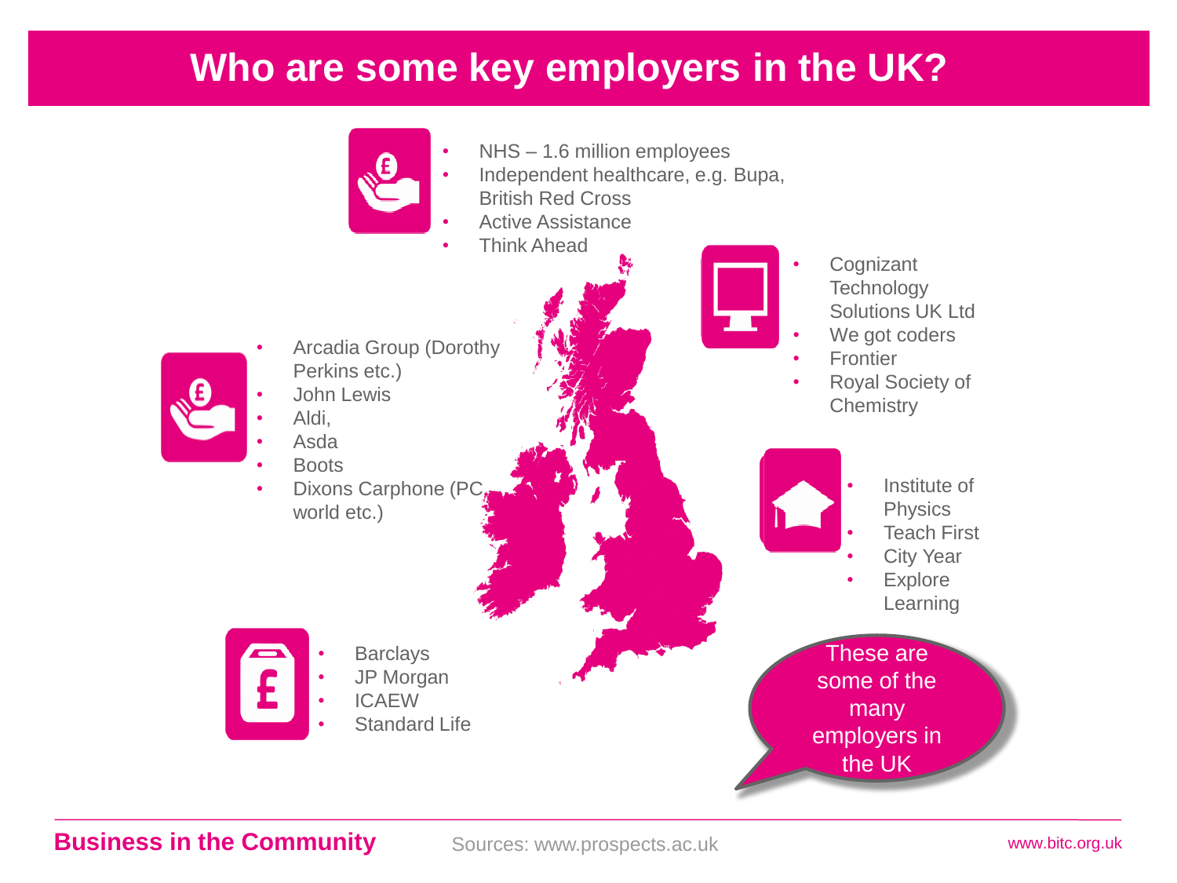# Who are some key employers in the UK?

- NHS – 1.6 million employees
- Independent healthcare, e.g. Bupa, British Red Cross
- Active Assistance
- Think Ahead

- Cognizant Technology Solutions UK Ltd
- We got coders
- Frontier
- Royal Society of Chemistry

- Arcadia Group (Dorothy Perkins etc.)
- John Lewis
- Aldi,
- Asda
- Boots
- Dixons Carphone (PC world etc.)

- Institute of Physics
- Teach First
- City Year
- Explore Learning

- Barclays
- JP Morgan
- ICAEW
- Standard Life

These are some of the many employers in the UK

**Business in the Community** Sources: www.prospects.ac.uk www.bitc.org.uk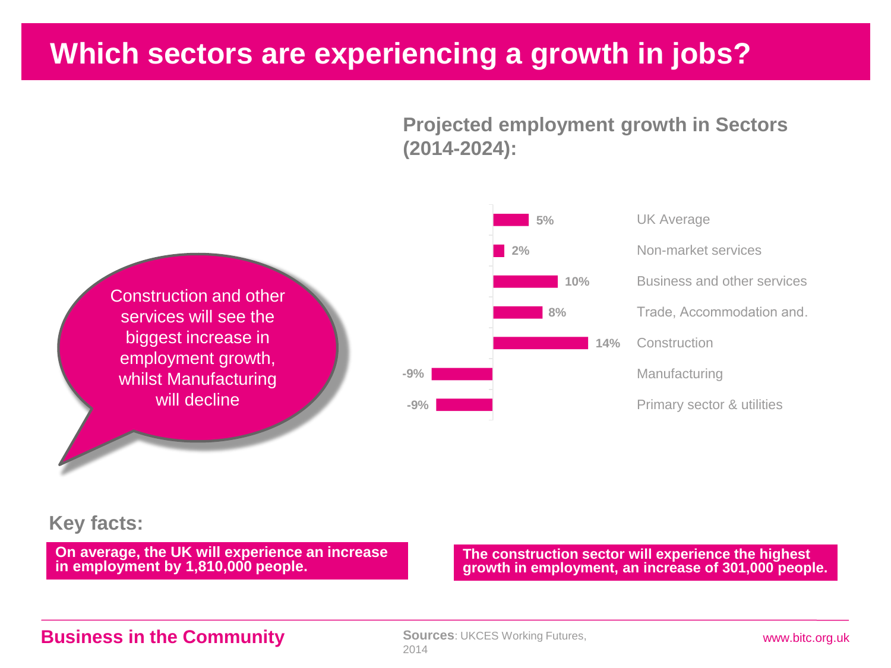# Which sectors are experiencing a growth in jobs?

Construction and other services will see the biggest increase in employment growth, whilst Manufacturing will decline

## Projected employment growth in Sectors (2014-2024):

| Sector | Growth |
|---|---|
| UK Average | 5% |
| Non-market services | 2% |
| Business and other services | 10% |
| Trade, Accommodation and. | 8% |
| Construction | 14% |
| Manufacturing | -9% |
| Primary sector & utilities | -9% |

## Key facts:

**On average, the UK will experience an increase in employment by 1,810,000 people.**

**The construction sector will experience the highest growth in employment, an increase of 301,000 people.**

**Sources**: UKCES Working Futures, 2014

Business in the Community

www.bitc.org.uk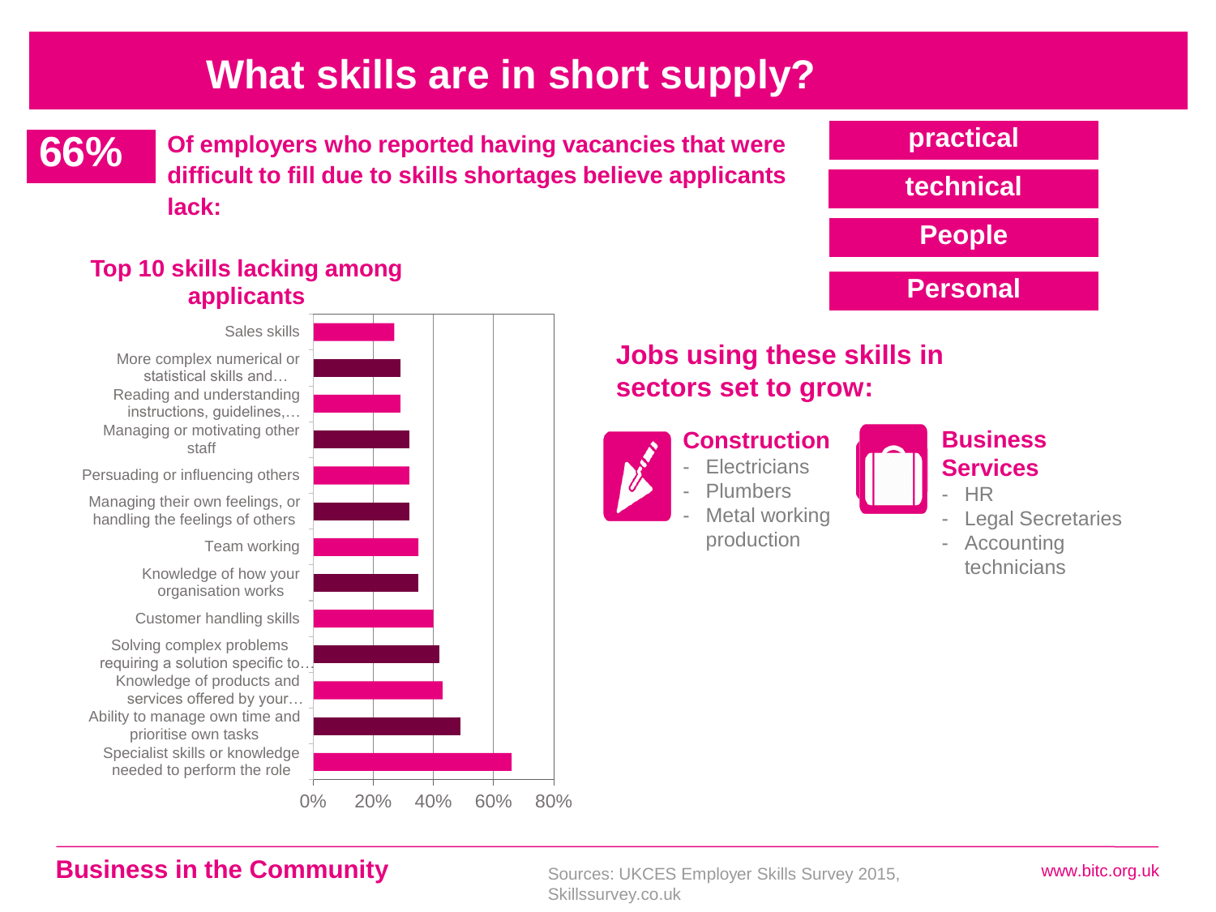# What skills are in short supply?

**66%** **Of employers who reported having vacancies that were difficult to fill due to skills shortages believe applicants lack:**

- practical
- technical
- People
- Personal

## Top 10 skills lacking among applicants

Sales skills
More complex numerical or statistical skills and…
Reading and understanding instructions, guidelines,…
Managing or motivating other staff
Persuading or influencing others
Managing their own feelings, or handling the feelings of others
Team working
Knowledge of how your organisation works
Customer handling skills
Solving complex problems requiring a solution specific to…
Knowledge of products and services offered by your…
Ability to manage own time and prioritise own tasks
Specialist skills or knowledge needed to perform the role

0% 20% 40% 60% 80%

## Jobs using these skills in sectors set to grow:

### Construction
- Electricians
- Plumbers
- Metal working production

### Business Services
- HR
- Legal Secretaries
- Accounting technicians

**Business in the Community**

Sources: UKCES Employer Skills Survey 2015, Skillssurvey.co.uk

www.bitc.org.uk